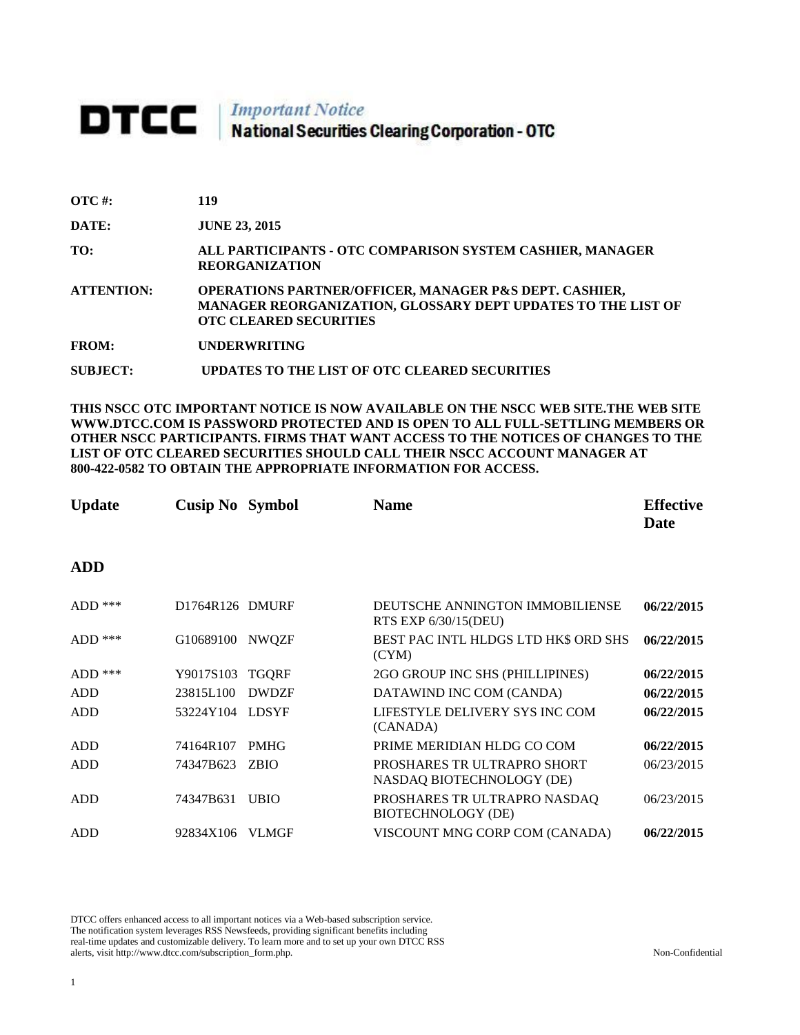# DTCC

*Important Notice*
**National Securities Clearing Corporation - OTC**

| | |
|---|---|
| **OTC #:** | **119** |
| **DATE:** | **JUNE 23, 2015** |
| **TO:** | **ALL PARTICIPANTS - OTC COMPARISON SYSTEM CASHIER, MANAGER REORGANIZATION** |
| **ATTENTION:** | **OPERATIONS PARTNER/OFFICER, MANAGER P&S DEPT. CASHIER, MANAGER REORGANIZATION, GLOSSARY DEPT UPDATES TO THE LIST OF OTC CLEARED SECURITIES** |
| **FROM:** | **UNDERWRITING** |
| **SUBJECT:** | **UPDATES TO THE LIST OF OTC CLEARED SECURITIES** |

**THIS NSCC OTC IMPORTANT NOTICE IS NOW AVAILABLE ON THE NSCC WEB SITE.THE WEB SITE WWW.DTCC.COM IS PASSWORD PROTECTED AND IS OPEN TO ALL FULL-SETTLING MEMBERS OR OTHER NSCC PARTICIPANTS. FIRMS THAT WANT ACCESS TO THE NOTICES OF CHANGES TO THE LIST OF OTC CLEARED SECURITIES SHOULD CALL THEIR NSCC ACCOUNT MANAGER AT 800-422-0582 TO OBTAIN THE APPROPRIATE INFORMATION FOR ACCESS.**

| Update | Cusip No | Symbol | Name | Effective Date |
|---|---|---|---|---|
| **ADD** | | | | |
| ADD *** | D1764R126 | DMURF | DEUTSCHE ANNINGTON IMMOBILIENSE RTS EXP 6/30/15(DEU) | **06/22/2015** |
| ADD *** | G10689100 | NWQZF | BEST PAC INTL HLDGS LTD HK$ ORD SHS (CYM) | **06/22/2015** |
| ADD *** | Y9017S103 | TGQRF | 2GO GROUP INC SHS (PHILLIPINES) | **06/22/2015** |
| ADD | 23815L100 | DWDZF | DATAWIND INC COM (CANDA) | **06/22/2015** |
| ADD | 53224Y104 | LDSYF | LIFESTYLE DELIVERY SYS INC COM (CANADA) | **06/22/2015** |
| ADD | 74164R107 | PMHG | PRIME MERIDIAN HLDG CO COM | **06/22/2015** |
| ADD | 74347B623 | ZBIO | PROSHARES TR ULTRAPRO SHORT NASDAQ BIOTECHNOLOGY (DE) | 06/23/2015 |
| ADD | 74347B631 | UBIO | PROSHARES TR ULTRAPRO NASDAQ BIOTECHNOLOGY (DE) | 06/23/2015 |
| ADD | 92834X106 | VLMGF | VISCOUNT MNG CORP COM (CANADA) | **06/22/2015** |

DTCC offers enhanced access to all important notices via a Web-based subscription service. The notification system leverages RSS Newsfeeds, providing significant benefits including real-time updates and customizable delivery. To learn more and to set up your own DTCC RSS alerts, visit http://www.dtcc.com/subscription_form.php.

Non-Confidential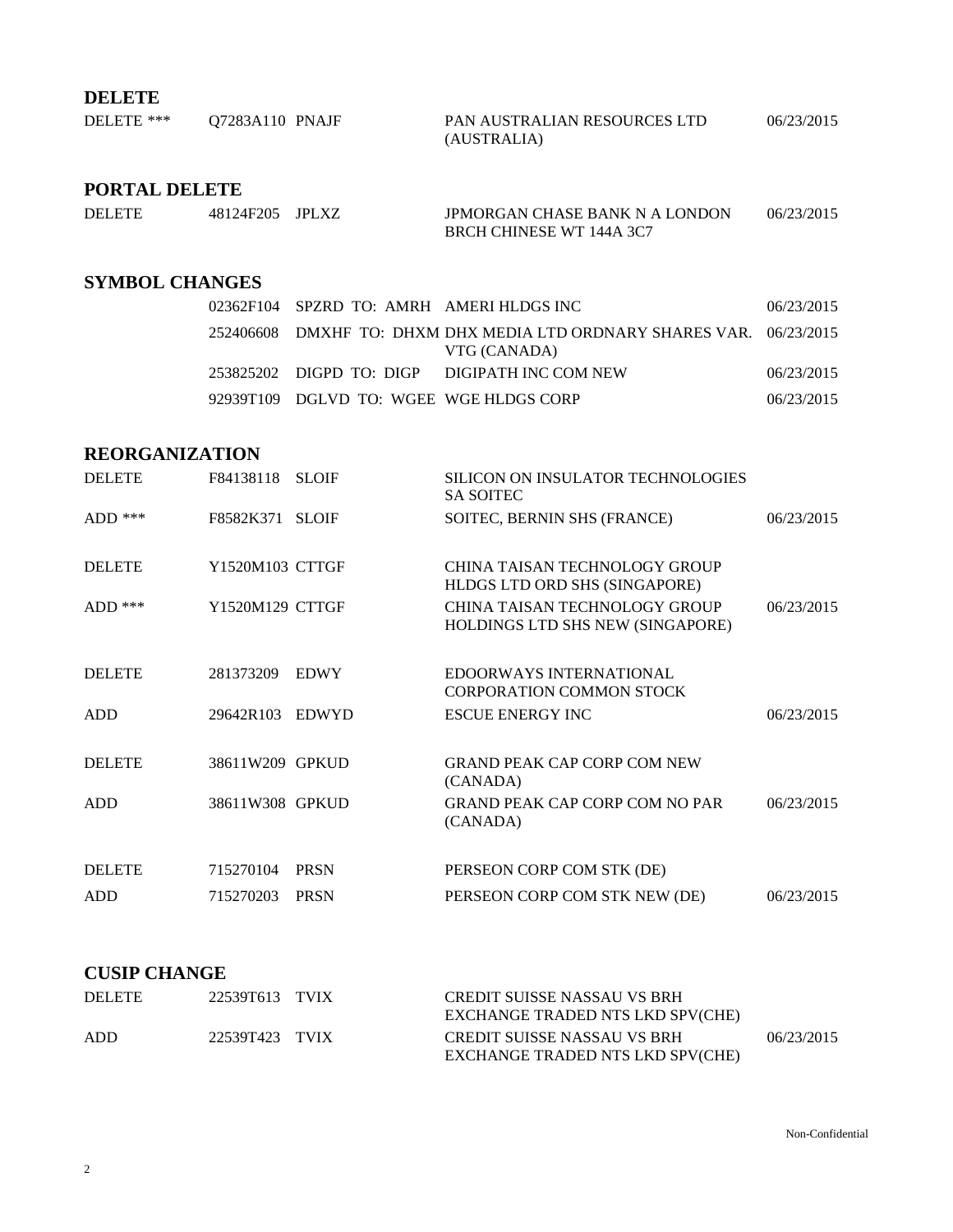## DELETE

| | | | | |
|---|---|---|---|---|
| DELETE *** | Q7283A110 | PNAJF | PAN AUSTRALIAN RESOURCES LTD (AUSTRALIA) | 06/23/2015 |

## PORTAL DELETE

| | | | | |
|---|---|---|---|---|
| DELETE | 48124F205 | JPLXZ | JPMORGAN CHASE BANK N A LONDON BRCH CHINESE WT 144A 3C7 | 06/23/2015 |

## SYMBOL CHANGES

| | | | |
|---|---|---|---|
| 02362F104 | SPZRD TO: AMRH | AMERI HLDGS INC | 06/23/2015 |
| 252406608 | DMXHF TO: DHXM | DHX MEDIA LTD ORDNARY SHARES VAR. VTG (CANADA) | 06/23/2015 |
| 253825202 | DIGPD TO: DIGP | DIGIPATH INC COM NEW | 06/23/2015 |
| 92939T109 | DGLVD TO: WGEE | WGE HLDGS CORP | 06/23/2015 |

## REORGANIZATION

| | | | | |
|---|---|---|---|---|
| DELETE | F84138118 | SLOIF | SILICON ON INSULATOR TECHNOLOGIES SA SOITEC | |
| ADD *** | F8582K371 | SLOIF | SOITEC, BERNIN SHS (FRANCE) | 06/23/2015 |
| DELETE | Y1520M103 | CTTGF | CHINA TAISAN TECHNOLOGY GROUP HLDGS LTD ORD SHS (SINGAPORE) | |
| ADD *** | Y1520M129 | CTTGF | CHINA TAISAN TECHNOLOGY GROUP HOLDINGS LTD SHS NEW (SINGAPORE) | 06/23/2015 |
| DELETE | 281373209 | EDWY | EDOORWAYS INTERNATIONAL CORPORATION COMMON STOCK | |
| ADD | 29642R103 | EDWYD | ESCUE ENERGY INC | 06/23/2015 |
| DELETE | 38611W209 | GPKUD | GRAND PEAK CAP CORP COM NEW (CANADA) | |
| ADD | 38611W308 | GPKUD | GRAND PEAK CAP CORP COM NO PAR (CANADA) | 06/23/2015 |
| DELETE | 715270104 | PRSN | PERSEON CORP COM STK (DE) | |
| ADD | 715270203 | PRSN | PERSEON CORP COM STK NEW (DE) | 06/23/2015 |

## CUSIP CHANGE

| | | | | |
|---|---|---|---|---|
| DELETE | 22539T613 | TVIX | CREDIT SUISSE NASSAU VS BRH EXCHANGE TRADED NTS LKD SPV(CHE) | |
| ADD | 22539T423 | TVIX | CREDIT SUISSE NASSAU VS BRH EXCHANGE TRADED NTS LKD SPV(CHE) | 06/23/2015 |

Non-Confidential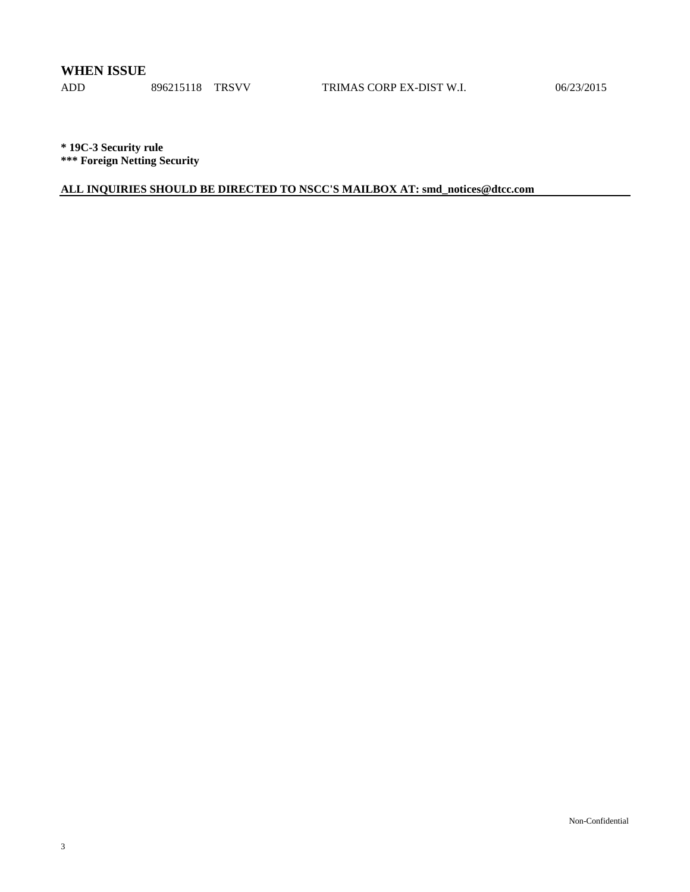**WHEN ISSUE**

| | | | | |
|---|---|---|---|---|
| ADD | 896215118 | TRSVV | TRIMAS CORP EX-DIST W.I. | 06/23/2015 |

**\* 19C-3 Security rule**
**\*\*\* Foreign Netting Security**

**ALL INQUIRIES SHOULD BE DIRECTED TO NSCC'S MAILBOX AT: smd_notices@dtcc.com**

Non-Confidential